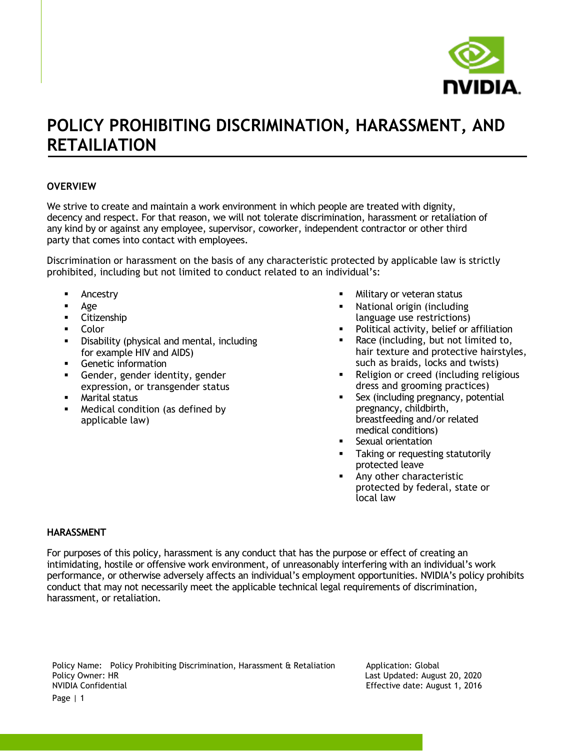# POLICY PROHIBITING DISCRIMINATION, HARASSMENT, AND RETAILIATION

## OVERVIEW

We strive to create and maintain a work environment in which people are treated with dignity, decency and respect. For that reason, we will not tolerate discrimination, harassment or retaliation of any kind by or against any employee, supervisor, coworker, independent contractor or other third party that comes into contact with employees.

Discrimination or harassment on the basis of any characteristic protected by applicable law is strictly prohibited, including but not limited to conduct related to an individual's:

- Ancestry
- Age
- Citizenship
- Color
- Disability (physical and mental, including for example HIV and AIDS)
- Genetic information
- Gender, gender identity, gender expression, or transgender status
- Marital status
- Medical condition (as defined by applicable law)
- Military or veteran status
- National origin (including language use restrictions)
- Political activity, belief or affiliation
- Race (including, but not limited to, hair texture and protective hairstyles, such as braids, locks and twists)
- Religion or creed (including religious dress and grooming practices)
- Sex (including pregnancy, potential pregnancy, childbirth, breastfeeding and/or related medical conditions)
- Sexual orientation
- Taking or requesting statutorily protected leave
- Any other characteristic protected by federal, state or local law

## HARASSMENT

For purposes of this policy, harassment is any conduct that has the purpose or effect of creating an intimidating, hostile or offensive work environment, of unreasonably interfering with an individual's work performance, or otherwise adversely affects an individual's employment opportunities. NVIDIA's policy prohibits conduct that may not necessarily meet the applicable technical legal requirements of discrimination, harassment, or retaliation.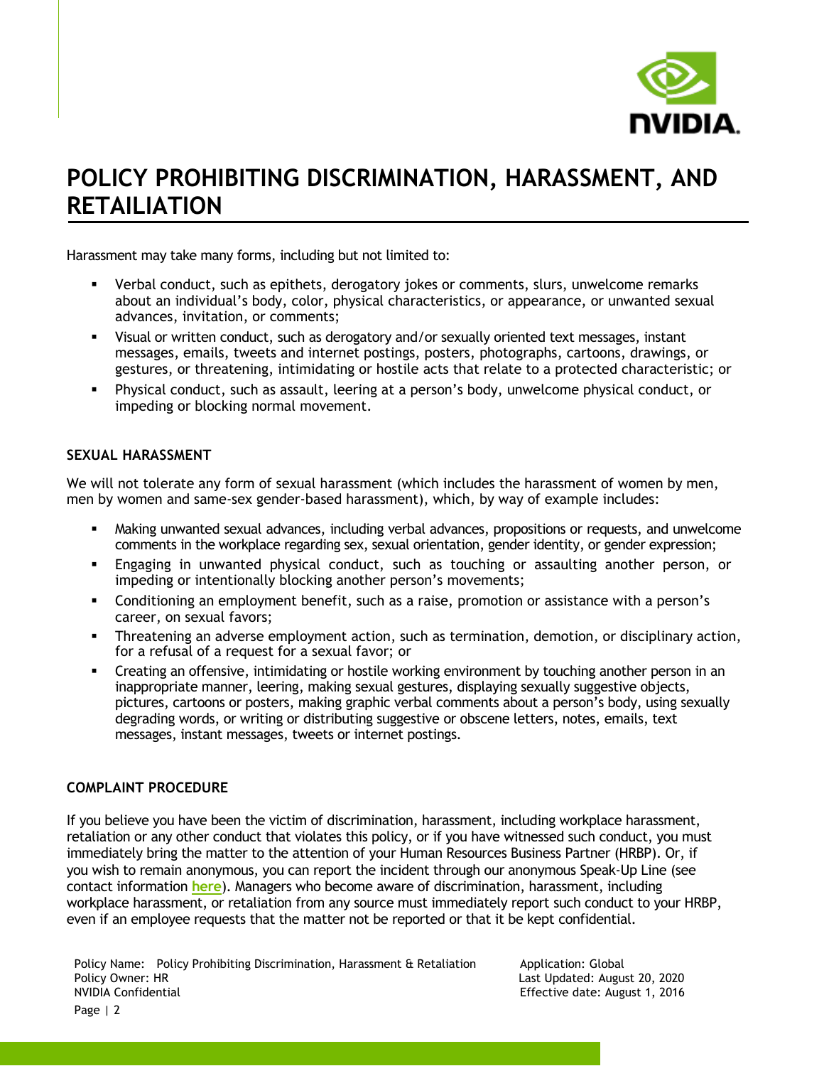# POLICY PROHIBITING DISCRIMINATION, HARASSMENT, AND RETAILIATION

Harassment may take many forms, including but not limited to:

- Verbal conduct, such as epithets, derogatory jokes or comments, slurs, unwelcome remarks about an individual's body, color, physical characteristics, or appearance, or unwanted sexual advances, invitation, or comments;
- Visual or written conduct, such as derogatory and/or sexually oriented text messages, instant messages, emails, tweets and internet postings, posters, photographs, cartoons, drawings, or gestures, or threatening, intimidating or hostile acts that relate to a protected characteristic; or
- Physical conduct, such as assault, leering at a person's body, unwelcome physical conduct, or impeding or blocking normal movement.

### SEXUAL HARASSMENT

We will not tolerate any form of sexual harassment (which includes the harassment of women by men, men by women and same-sex gender-based harassment), which, by way of example includes:

- Making unwanted sexual advances, including verbal advances, propositions or requests, and unwelcome comments in the workplace regarding sex, sexual orientation, gender identity, or gender expression;
- Engaging in unwanted physical conduct, such as touching or assaulting another person, or impeding or intentionally blocking another person's movements;
- Conditioning an employment benefit, such as a raise, promotion or assistance with a person's career, on sexual favors;
- Threatening an adverse employment action, such as termination, demotion, or disciplinary action, for a refusal of a request for a sexual favor; or
- Creating an offensive, intimidating or hostile working environment by touching another person in an inappropriate manner, leering, making sexual gestures, displaying sexually suggestive objects, pictures, cartoons or posters, making graphic verbal comments about a person's body, using sexually degrading words, or writing or distributing suggestive or obscene letters, notes, emails, text messages, instant messages, tweets or internet postings.

### COMPLAINT PROCEDURE

If you believe you have been the victim of discrimination, harassment, including workplace harassment, retaliation or any other conduct that violates this policy, or if you have witnessed such conduct, you must immediately bring the matter to the attention of your Human Resources Business Partner (HRBP). Or, if you wish to remain anonymous, you can report the incident through our anonymous Speak-Up Line (see contact information **here**). Managers who become aware of discrimination, harassment, including workplace harassment, or retaliation from any source must immediately report such conduct to your HRBP, even if an employee requests that the matter not be reported or that it be kept confidential.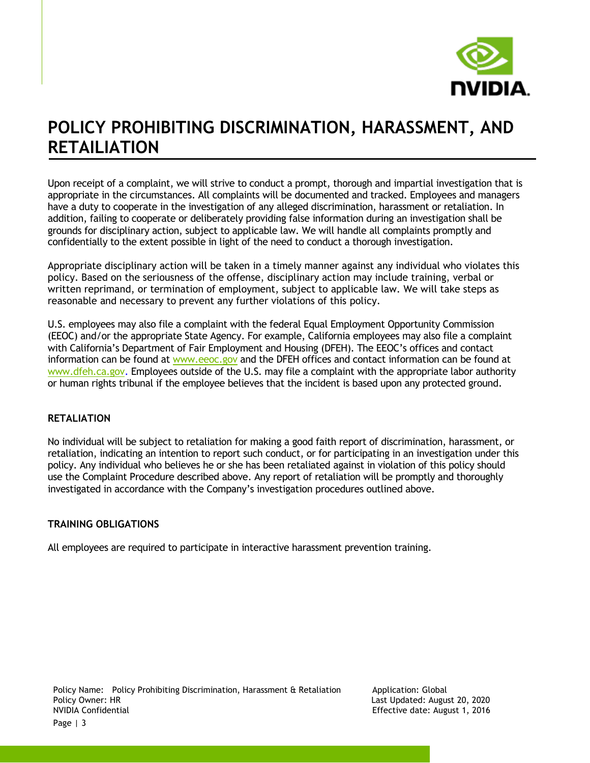# POLICY PROHIBITING DISCRIMINATION, HARASSMENT, AND RETAILIATION

Upon receipt of a complaint, we will strive to conduct a prompt, thorough and impartial investigation that is appropriate in the circumstances. All complaints will be documented and tracked. Employees and managers have a duty to cooperate in the investigation of any alleged discrimination, harassment or retaliation. In addition, failing to cooperate or deliberately providing false information during an investigation shall be grounds for disciplinary action, subject to applicable law. We will handle all complaints promptly and confidentially to the extent possible in light of the need to conduct a thorough investigation.

Appropriate disciplinary action will be taken in a timely manner against any individual who violates this policy. Based on the seriousness of the offense, disciplinary action may include training, verbal or written reprimand, or termination of employment, subject to applicable law. We will take steps as reasonable and necessary to prevent any further violations of this policy.

U.S. employees may also file a complaint with the federal Equal Employment Opportunity Commission (EEOC) and/or the appropriate State Agency. For example, California employees may also file a complaint with California's Department of Fair Employment and Housing (DFEH). The EEOC's offices and contact information can be found at [www.eeoc.gov](http://www.eeoc.gov) and the DFEH offices and contact information can be found at [www.dfeh.ca.gov](http://www.dfeh.ca.gov). Employees outside of the U.S. may file a complaint with the appropriate labor authority or human rights tribunal if the employee believes that the incident is based upon any protected ground.

## RETALIATION

No individual will be subject to retaliation for making a good faith report of discrimination, harassment, or retaliation, indicating an intention to report such conduct, or for participating in an investigation under this policy. Any individual who believes he or she has been retaliated against in violation of this policy should use the Complaint Procedure described above. Any report of retaliation will be promptly and thoroughly investigated in accordance with the Company's investigation procedures outlined above.

## TRAINING OBLIGATIONS

All employees are required to participate in interactive harassment prevention training.